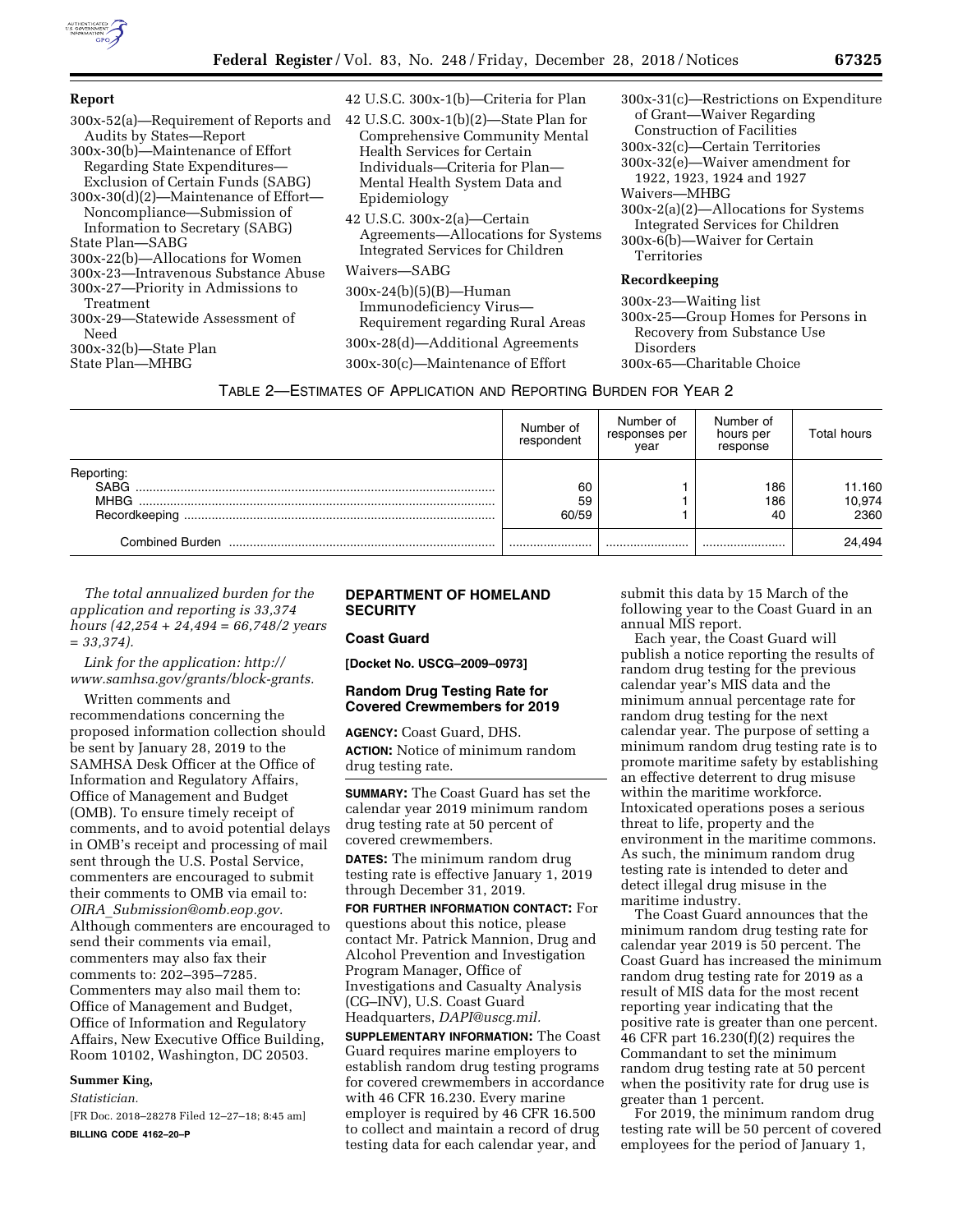**Report**

300x-52(a)—Requirement of Reports and Audits by States—Report
300x-30(b)—Maintenance of Effort Regarding State Expenditures—Exclusion of Certain Funds (SABG)
300x-30(d)(2)—Maintenance of Effort—Noncompliance—Submission of Information to Secretary (SABG)
State Plan—SABG
300x-22(b)—Allocations for Women
300x-23—Intravenous Substance Abuse
300x-27—Priority in Admissions to Treatment
300x-29—Statewide Assessment of Need
300x-32(b)—State Plan
State Plan—MHBG
42 U.S.C. 300x-1(b)—Criteria for Plan
42 U.S.C. 300x-1(b)(2)—State Plan for Comprehensive Community Mental Health Services for Certain Individuals—Criteria for Plan—Mental Health System Data and Epidemiology
42 U.S.C. 300x-2(a)—Certain Agreements—Allocations for Systems Integrated Services for Children
Waivers—SABG
300x-24(b)(5)(B)—Human Immunodeficiency Virus—Requirement regarding Rural Areas
300x-28(d)—Additional Agreements
300x-30(c)—Maintenance of Effort
300x-31(c)—Restrictions on Expenditure of Grant—Waiver Regarding Construction of Facilities
300x-32(c)—Certain Territories
300x-32(e)—Waiver amendment for 1922, 1923, 1924 and 1927
Waivers—MHBG
300x-2(a)(2)—Allocations for Systems Integrated Services for Children
300x-6(b)—Waiver for Certain Territories

**Recordkeeping**

300x-23—Waiting list
300x-25—Group Homes for Persons in Recovery from Substance Use Disorders
300x-65—Charitable Choice

TABLE 2—ESTIMATES OF APPLICATION AND REPORTING BURDEN FOR YEAR 2

| | Number of respondent | Number of responses per year | Number of hours per response | Total hours |
|---|---|---|---|---|
| Reporting: | | | | |
| SABG | 60 | 1 | 186 | 11.160 |
| MHBG | 59 | 1 | 186 | 10,974 |
| Recordkeeping | 60/59 | 1 | 40 | 2360 |
| Combined Burden | | | | 24,494 |

*The total annualized burden for the application and reporting is 33,374 hours (42,254 + 24,494 = 66,748/2 years = 33,374).*

*Link for the application: http://www.samhsa.gov/grants/block-grants.*

Written comments and recommendations concerning the proposed information collection should be sent by January 28, 2019 to the SAMHSA Desk Officer at the Office of Information and Regulatory Affairs, Office of Management and Budget (OMB). To ensure timely receipt of comments, and to avoid potential delays in OMB's receipt and processing of mail sent through the U.S. Postal Service, commenters are encouraged to submit their comments to OMB via email to: *OIRA_Submission@omb.eop.gov.* Although commenters are encouraged to send their comments via email, commenters may also fax their comments to: 202–395–7285. Commenters may also mail them to: Office of Management and Budget, Office of Information and Regulatory Affairs, New Executive Office Building, Room 10102, Washington, DC 20503.

**Summer King,**

*Statistician.*

[FR Doc. 2018–28278 Filed 12–27–18; 8:45 am]

**BILLING CODE 4162–20–P**

## DEPARTMENT OF HOMELAND SECURITY

### Coast Guard

**[Docket No. USCG–2009–0973]**

### Random Drug Testing Rate for Covered Crewmembers for 2019

**AGENCY:** Coast Guard, DHS.

**ACTION:** Notice of minimum random drug testing rate.

**SUMMARY:** The Coast Guard has set the calendar year 2019 minimum random drug testing rate at 50 percent of covered crewmembers.

**DATES:** The minimum random drug testing rate is effective January 1, 2019 through December 31, 2019.

**FOR FURTHER INFORMATION CONTACT:** For questions about this notice, please contact Mr. Patrick Mannion, Drug and Alcohol Prevention and Investigation Program Manager, Office of Investigations and Casualty Analysis (CG–INV), U.S. Coast Guard Headquarters, *DAPI@uscg.mil.*

**SUPPLEMENTARY INFORMATION:** The Coast Guard requires marine employers to establish random drug testing programs for covered crewmembers in accordance with 46 CFR 16.230. Every marine employer is required by 46 CFR 16.500 to collect and maintain a record of drug testing data for each calendar year, and submit this data by 15 March of the following year to the Coast Guard in an annual MIS report.

Each year, the Coast Guard will publish a notice reporting the results of random drug testing for the previous calendar year's MIS data and the minimum annual percentage rate for random drug testing for the next calendar year. The purpose of setting a minimum random drug testing rate is to promote maritime safety by establishing an effective deterrent to drug misuse within the maritime workforce. Intoxicated operations poses a serious threat to life, property and the environment in the maritime commons. As such, the minimum random drug testing rate is intended to deter and detect illegal drug misuse in the maritime industry.

The Coast Guard announces that the minimum random drug testing rate for calendar year 2019 is 50 percent. The Coast Guard has increased the minimum random drug testing rate for 2019 as a result of MIS data for the most recent reporting year indicating that the positive rate is greater than one percent. 46 CFR part 16.230(f)(2) requires the Commandant to set the minimum random drug testing rate at 50 percent when the positivity rate for drug use is greater than 1 percent.

For 2019, the minimum random drug testing rate will be 50 percent of covered employees for the period of January 1,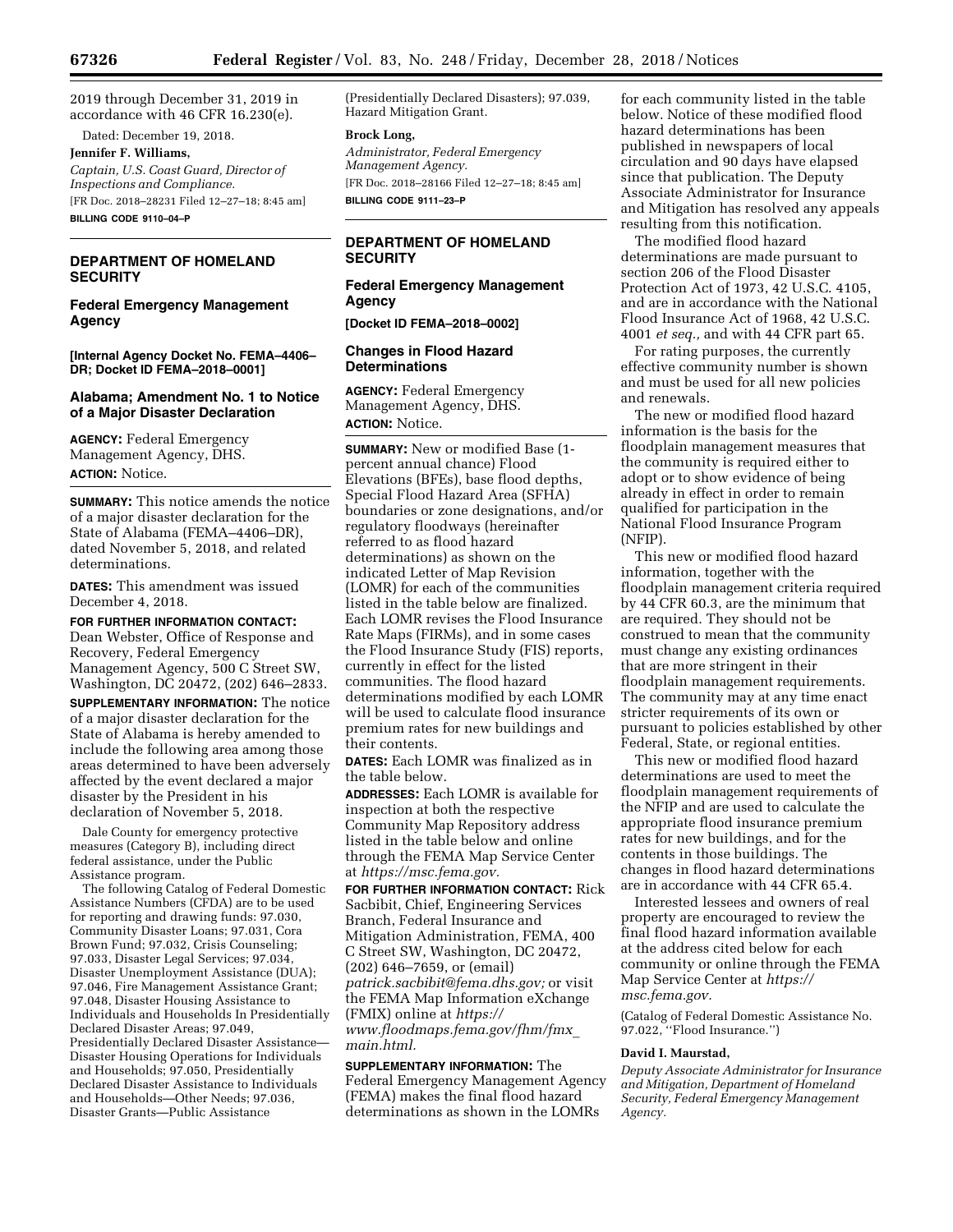2019 through December 31, 2019 in accordance with 46 CFR 16.230(e).

Dated: December 19, 2018.

**Jennifer F. Williams,**

*Captain, U.S. Coast Guard, Director of Inspections and Compliance.*

[FR Doc. 2018–28231 Filed 12–27–18; 8:45 am]

**BILLING CODE 9110–04–P**

## DEPARTMENT OF HOMELAND SECURITY

### Federal Emergency Management Agency

**[Internal Agency Docket No. FEMA–4406–DR; Docket ID FEMA–2018–0001]**

### Alabama; Amendment No. 1 to Notice of a Major Disaster Declaration

**AGENCY:** Federal Emergency Management Agency, DHS.

**ACTION:** Notice.

**SUMMARY:** This notice amends the notice of a major disaster declaration for the State of Alabama (FEMA–4406–DR), dated November 5, 2018, and related determinations.

**DATES:** This amendment was issued December 4, 2018.

**FOR FURTHER INFORMATION CONTACT:** Dean Webster, Office of Response and Recovery, Federal Emergency Management Agency, 500 C Street SW, Washington, DC 20472, (202) 646–2833.

**SUPPLEMENTARY INFORMATION:** The notice of a major disaster declaration for the State of Alabama is hereby amended to include the following area among those areas determined to have been adversely affected by the event declared a major disaster by the President in his declaration of November 5, 2018.

Dale County for emergency protective measures (Category B), including direct federal assistance, under the Public Assistance program.

The following Catalog of Federal Domestic Assistance Numbers (CFDA) are to be used for reporting and drawing funds: 97.030, Community Disaster Loans; 97.031, Cora Brown Fund; 97.032, Crisis Counseling; 97.033, Disaster Legal Services; 97.034, Disaster Unemployment Assistance (DUA); 97.046, Fire Management Assistance Grant; 97.048, Disaster Housing Assistance to Individuals and Households In Presidentially Declared Disaster Areas; 97.049, Presidentially Declared Disaster Assistance—Disaster Housing Operations for Individuals and Households; 97.050, Presidentially Declared Disaster Assistance to Individuals and Households—Other Needs; 97.036, Disaster Grants—Public Assistance (Presidentially Declared Disasters); 97.039, Hazard Mitigation Grant.

**Brock Long,**

*Administrator, Federal Emergency Management Agency.*

[FR Doc. 2018–28166 Filed 12–27–18; 8:45 am]

**BILLING CODE 9111–23–P**

## DEPARTMENT OF HOMELAND SECURITY

### Federal Emergency Management Agency

**[Docket ID FEMA–2018–0002]**

### Changes in Flood Hazard Determinations

**AGENCY:** Federal Emergency Management Agency, DHS.

**ACTION:** Notice.

**SUMMARY:** New or modified Base (1-percent annual chance) Flood Elevations (BFEs), base flood depths, Special Flood Hazard Area (SFHA) boundaries or zone designations, and/or regulatory floodways (hereinafter referred to as flood hazard determinations) as shown on the indicated Letter of Map Revision (LOMR) for each of the communities listed in the table below are finalized. Each LOMR revises the Flood Insurance Rate Maps (FIRMs), and in some cases the Flood Insurance Study (FIS) reports, currently in effect for the listed communities. The flood hazard determinations modified by each LOMR will be used to calculate flood insurance premium rates for new buildings and their contents.

**DATES:** Each LOMR was finalized as in the table below.

**ADDRESSES:** Each LOMR is available for inspection at both the respective Community Map Repository address listed in the table below and online through the FEMA Map Service Center at *https://msc.fema.gov.*

**FOR FURTHER INFORMATION CONTACT:** Rick Sacbibit, Chief, Engineering Services Branch, Federal Insurance and Mitigation Administration, FEMA, 400 C Street SW, Washington, DC 20472, (202) 646–7659, or (email) *patrick.sacbibit@fema.dhs.gov;* or visit the FEMA Map Information eXchange (FMIX) online at *https://www.floodmaps.fema.gov/fhm/fmx_main.html.*

**SUPPLEMENTARY INFORMATION:** The Federal Emergency Management Agency (FEMA) makes the final flood hazard determinations as shown in the LOMRs for each community listed in the table below. Notice of these modified flood hazard determinations has been published in newspapers of local circulation and 90 days have elapsed since that publication. The Deputy Associate Administrator for Insurance and Mitigation has resolved any appeals resulting from this notification.

The modified flood hazard determinations are made pursuant to section 206 of the Flood Disaster Protection Act of 1973, 42 U.S.C. 4105, and are in accordance with the National Flood Insurance Act of 1968, 42 U.S.C. 4001 *et seq.,* and with 44 CFR part 65.

For rating purposes, the currently effective community number is shown and must be used for all new policies and renewals.

The new or modified flood hazard information is the basis for the floodplain management measures that the community is required either to adopt or to show evidence of being already in effect in order to remain qualified for participation in the National Flood Insurance Program (NFIP).

This new or modified flood hazard information, together with the floodplain management criteria required by 44 CFR 60.3, are the minimum that are required. They should not be construed to mean that the community must change any existing ordinances that are more stringent in their floodplain management requirements. The community may at any time enact stricter requirements of its own or pursuant to policies established by other Federal, State, or regional entities.

This new or modified flood hazard determinations are used to meet the floodplain management requirements of the NFIP and are used to calculate the appropriate flood insurance premium rates for new buildings, and for the contents in those buildings. The changes in flood hazard determinations are in accordance with 44 CFR 65.4.

Interested lessees and owners of real property are encouraged to review the final flood hazard information available at the address cited below for each community or online through the FEMA Map Service Center at *https://msc.fema.gov.*

(Catalog of Federal Domestic Assistance No. 97.022, ''Flood Insurance.'')

**David I. Maurstad,**

*Deputy Associate Administrator for Insurance and Mitigation, Department of Homeland Security, Federal Emergency Management Agency.*